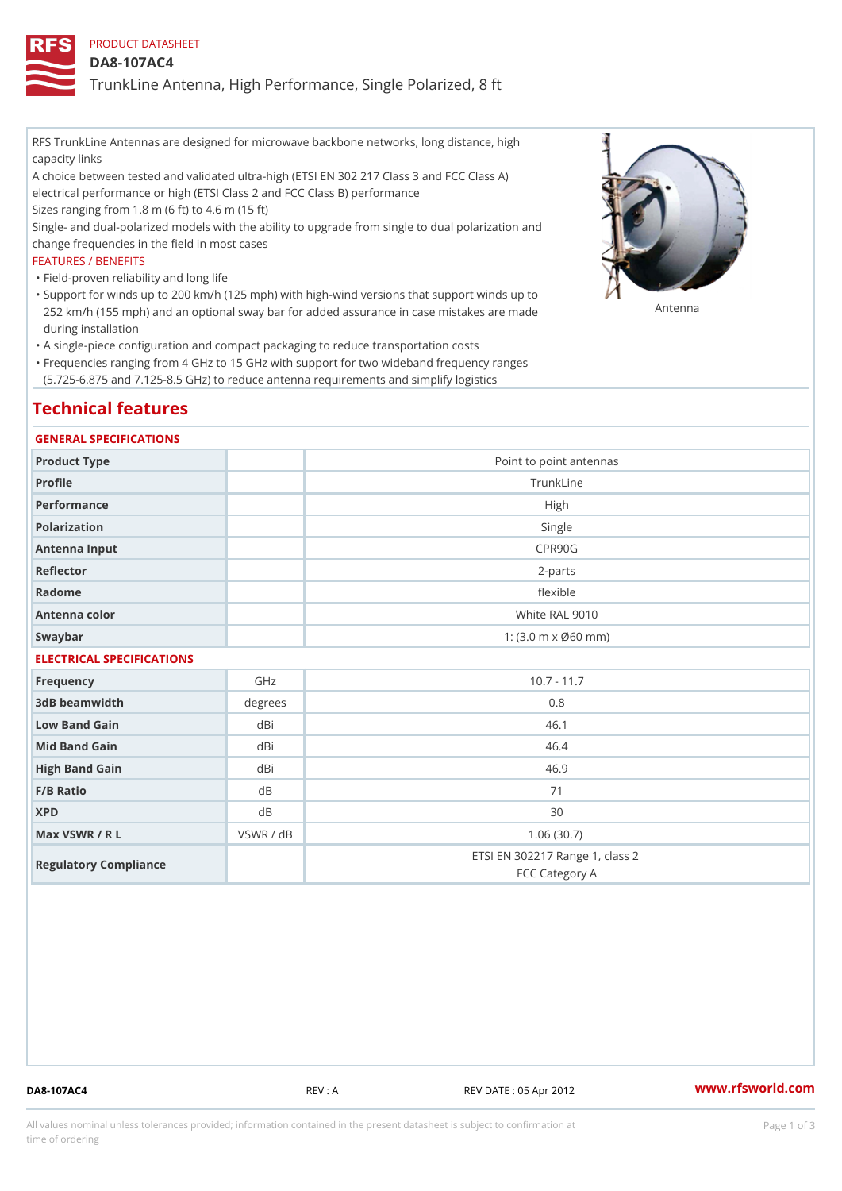PRODUCT DATASHEET

# DA8-107AC4

## TrunkLine Antenna, High Performance, Single Polarized, 8 ft

RFS TrunkLine Antennas are designed for microwave backbone networks, long distance, high capacity links

A choice between tested and validated ultra-high (ETSI EN 302 217 Class 3 and FCC Class A) electrical performance or high (ETSI Class 2 and FCC Class B) performance

Sizes ranging from 1.8 m (6 ft) to 4.6 m (15 ft)

Single- and dual-polarized models with the ability to upgrade from single to dual polarization and change frequencies in the field in most cases

FEATURES / BENEFITS

- Field-proven reliability and long life
- Support for winds up to 200 km/h (125 mph) with high-wind versions that support winds up to 252 km/h (155 mph) and an optional sway bar for added assurance in case mistakes are made during installation
- A single-piece configuration and compact packaging to reduce transportation costs
- Frequencies ranging from 4 GHz to 15 GHz with support for two wideband frequency ranges (5.725-6.875 and 7.125-8.5 GHz) to reduce antenna requirements and simplify logistics

Antenna

# Technical features

## GENERAL SPECIFICATIONS

| | | |
|---|---|---|
| Product Type | | Point to point antennas |
| Profile | | TrunkLine |
| Performance | | High |
| Polarization | | Single |
| Antenna Input | | CPR90G |
| Reflector | | 2-parts |
| Radome | | flexible |
| Antenna color | | White RAL 9010 |
| Swaybar | | 1: (3.0 m x Ø60 mm) |

## ELECTRICAL SPECIFICATIONS

| | | |
|---|---|---|
| Frequency | GHz | 10.7 - 11.7 |
| 3dB beamwidth | degrees | 0.8 |
| Low Band Gain | dBi | 46.1 |
| Mid Band Gain | dBi | 46.4 |
| High Band Gain | dBi | 46.9 |
| F/B Ratio | dB | 71 |
| XPD | dB | 30 |
| Max VSWR / R L | VSWR / dB | 1.06 (30.7) |
| Regulatory Compliance | | ETSI EN 302217 Range 1, class 2<br>FCC Category A |

DA8-107AC4 REV : A REV DATE : 05 Apr 2012 www.rfsworld.com

All values nominal unless tolerances provided; information contained in the present datasheet is subject to confirmation at time of ordering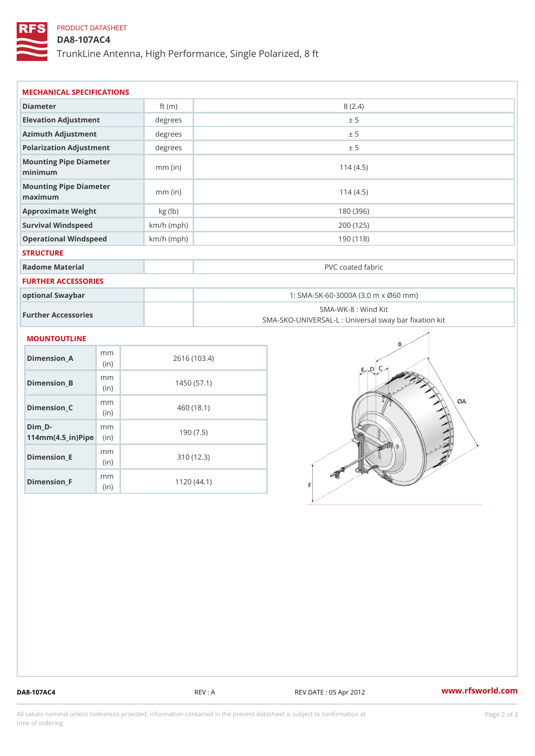PRODUCT DATASHEET

# DA8-107AC4

TrunkLine Antenna, High Performance, Single Polarized, 8 ft

## MECHANICAL SPECIFICATIONS

| Diameter | ft (m) | 8 (2.4) |
|---|---|---|
| Elevation Adjustment | degrees | ± 5 |
| Azimuth Adjustment | degrees | ± 5 |
| Polarization Adjustment | degrees | ± 5 |
| Mounting Pipe Diameter minimum | mm (in) | 114 (4.5) |
| Mounting Pipe Diameter maximum | mm (in) | 114 (4.5) |
| Approximate Weight | kg (lb) | 180 (396) |
| Survival Windspeed | km/h (mph) | 200 (125) |
| Operational Windspeed | km/h (mph) | 190 (118) |

## STRUCTURE

| Radome Material | | PVC coated fabric |
|---|---|---|

## FURTHER ACCESSORIES

| optional Swaybar | | 1: SMA-SK-60-3000A (3.0 m x Ø60 mm) |
|---|---|---|
| Further Accessories | | SMA-WK-8 : Wind Kit<br>SMA-SKO-UNIVERSAL-L : Universal sway bar fixation kit |

## MOUNTOUTLINE

| Dimension_A | mm (in) | 2616 (103.4) |
|---|---|---|
| Dimension_B | mm (in) | 1450 (57.1) |
| Dimension_C | mm (in) | 460 (18.1) |
| Dim_D-114mm(4.5_in)Pipe | mm (in) | 190 (7.5) |
| Dimension_E | mm (in) | 310 (12.3) |
| Dimension_F | mm (in) | 1120 (44.1) |

DA8-107AC4 REV : A REV DATE : 05 Apr 2012 www.rfsworld.com

All values nominal unless tolerances provided; information contained in the present datasheet is subject to confirmation at time of ordering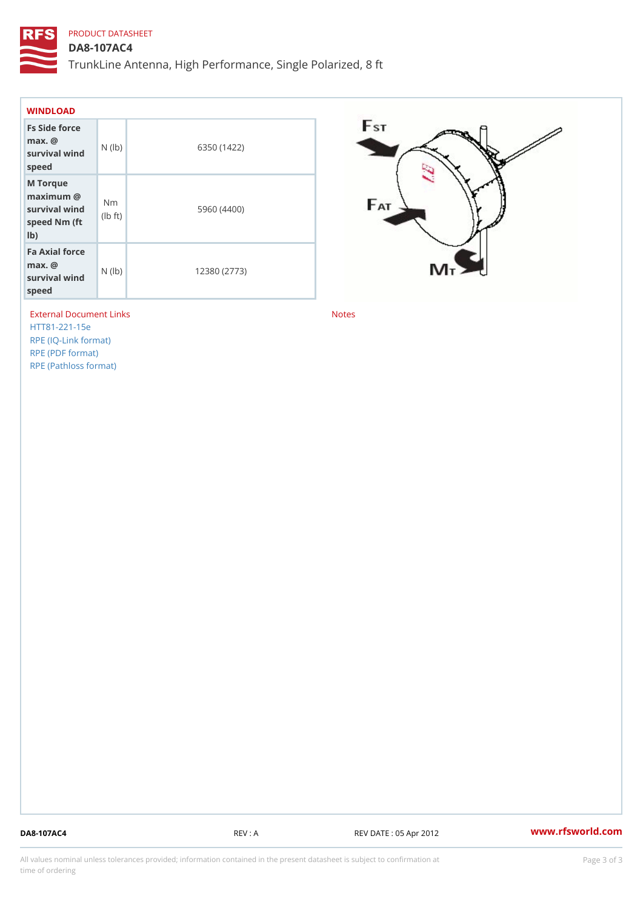PRODUCT DATASHEET

# DA8-107AC4

TrunkLine Antenna, High Performance, Single Polarized, 8 ft

## WINDLOAD

| | | |
|---|---|---|
| Fs Side force max. @ survival wind speed | N (lb) | 6350 (1422) |
| M Torque maximum @ survival wind speed Nm (ft lb) | Nm (lb ft) | 5960 (4400) |
| Fa Axial force max. @ survival wind speed | N (lb) | 12380 (2773) |

FST

FAT

MT

External Document Links

HTT81-221-15e

RPE (IQ-Link format)

RPE (PDF format)

RPE (Pathloss format)

Notes

DA8-107AC4 REV : A REV DATE : 05 Apr 2012 www.rfsworld.com

All values nominal unless tolerances provided; information contained in the present datasheet is subject to confirmation at time of ordering